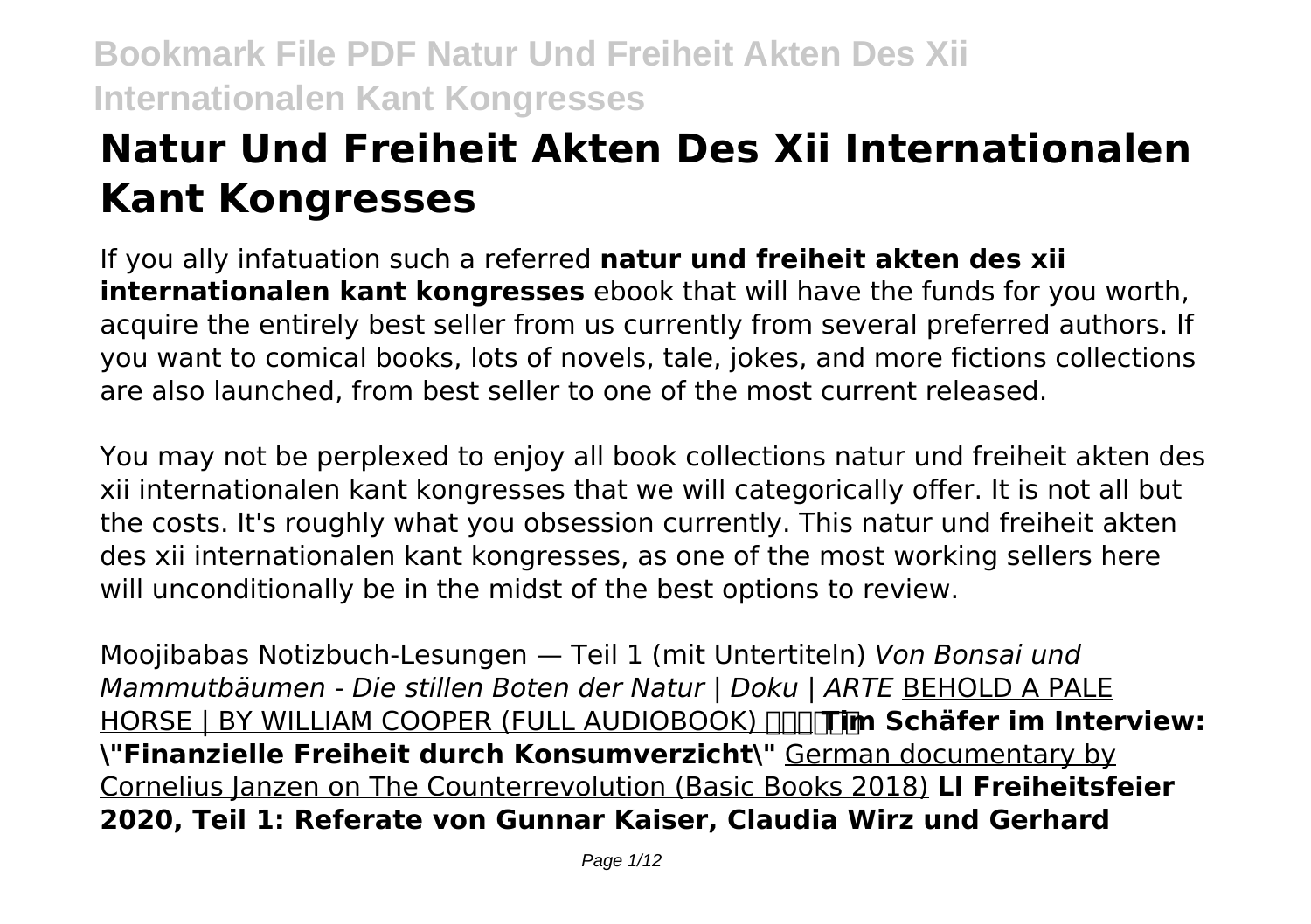# Natur Und Freiheit Akten Des Xii Internationalen Kant Kongresses

If you ally infatuation such a referred **natur und freiheit akten des xii internationalen kant kongresses** ebook that will have the funds for you worth, acquire the entirely best seller from us currently from several preferred authors. If you want to comical books, lots of novels, tale, jokes, and more fictions collections are also launched, from best seller to one of the most current released.

You may not be perplexed to enjoy all book collections natur und freiheit akten des xii internationalen kant kongresses that we will categorically offer. It is not all but the costs. It's roughly what you obsession currently. This natur und freiheit akten des xii internationalen kant kongresses, as one of the most working sellers here will unconditionally be in the midst of the best options to review.

Moojibabas Notizbuch-Lesungen — Teil 1 (mit Untertiteln) *Von Bonsai und Mammutbäumen - Die stillen Boten der Natur | Doku | ARTE* BEHOLD A PALE HORSE | BY WILLIAM COOPER (FULL AUDIOBOOK) **Tim Schäfer im Interview: "Finanzielle Freiheit durch Konsumverzicht"** German documentary by Cornelius Janzen on The Counterrevolution (Basic Books 2018) **LI Freiheitsfeier 2020, Teil 1: Referate von Gunnar Kaiser, Claudia Wirz und Gerhard**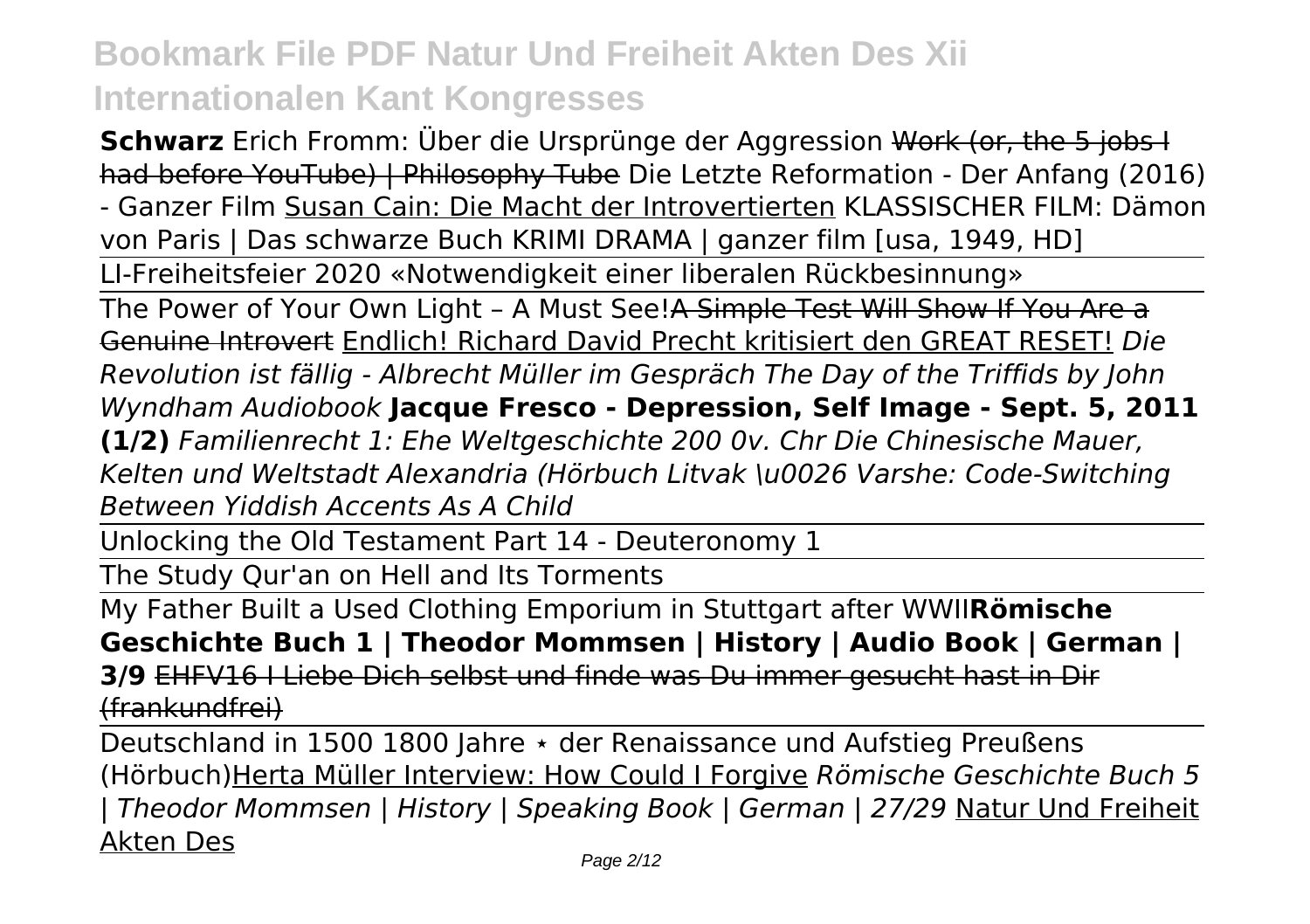**Schwarz** Erich Fromm: Über die Ursprünge der Aggression ~~Work (or, the 5 jobs I had before YouTube) | Philosophy Tube~~ Die Letzte Reformation - Der Anfang (2016) - Ganzer Film Susan Cain: Die Macht der Introvertierten KLASSISCHER FILM: Dämon von Paris | Das schwarze Buch KRIMI DRAMA | ganzer film [usa, 1949, HD]

LI-Freiheitsfeier 2020 «Notwendigkeit einer liberalen Rückbesinnung»

The Power of Your Own Light – A Must See!~~A Simple Test Will Show If You Are a Genuine Introvert~~ Endlich! Richard David Precht kritisiert den GREAT RESET! *Die Revolution ist fällig - Albrecht Müller im Gespräch The Day of the Triffids by John Wyndham Audiobook* **Jacque Fresco - Depression, Self Image - Sept. 5, 2011 (1/2)** *Familienrecht 1: Ehe Weltgeschichte 200 0v. Chr Die Chinesische Mauer, Kelten und Weltstadt Alexandria (Hörbuch Litvak \u0026 Varshe: Code-Switching Between Yiddish Accents As A Child*

Unlocking the Old Testament Part 14 - Deuteronomy 1

The Study Qur'an on Hell and Its Torments

My Father Built a Used Clothing Emporium in Stuttgart after WWII**Römische Geschichte Buch 1 | Theodor Mommsen | History | Audio Book | German | 3/9** ~~EHFV16 I Liebe Dich selbst und finde was Du immer gesucht hast in Dir (frankundfrei)~~

Deutschland in 1500 1800 Jahre ⋆ der Renaissance und Aufstieg Preußens (Hörbuch)Herta Müller Interview: How Could I Forgive *Römische Geschichte Buch 5 | Theodor Mommsen | History | Speaking Book | German | 27/29* Natur Und Freiheit Akten Des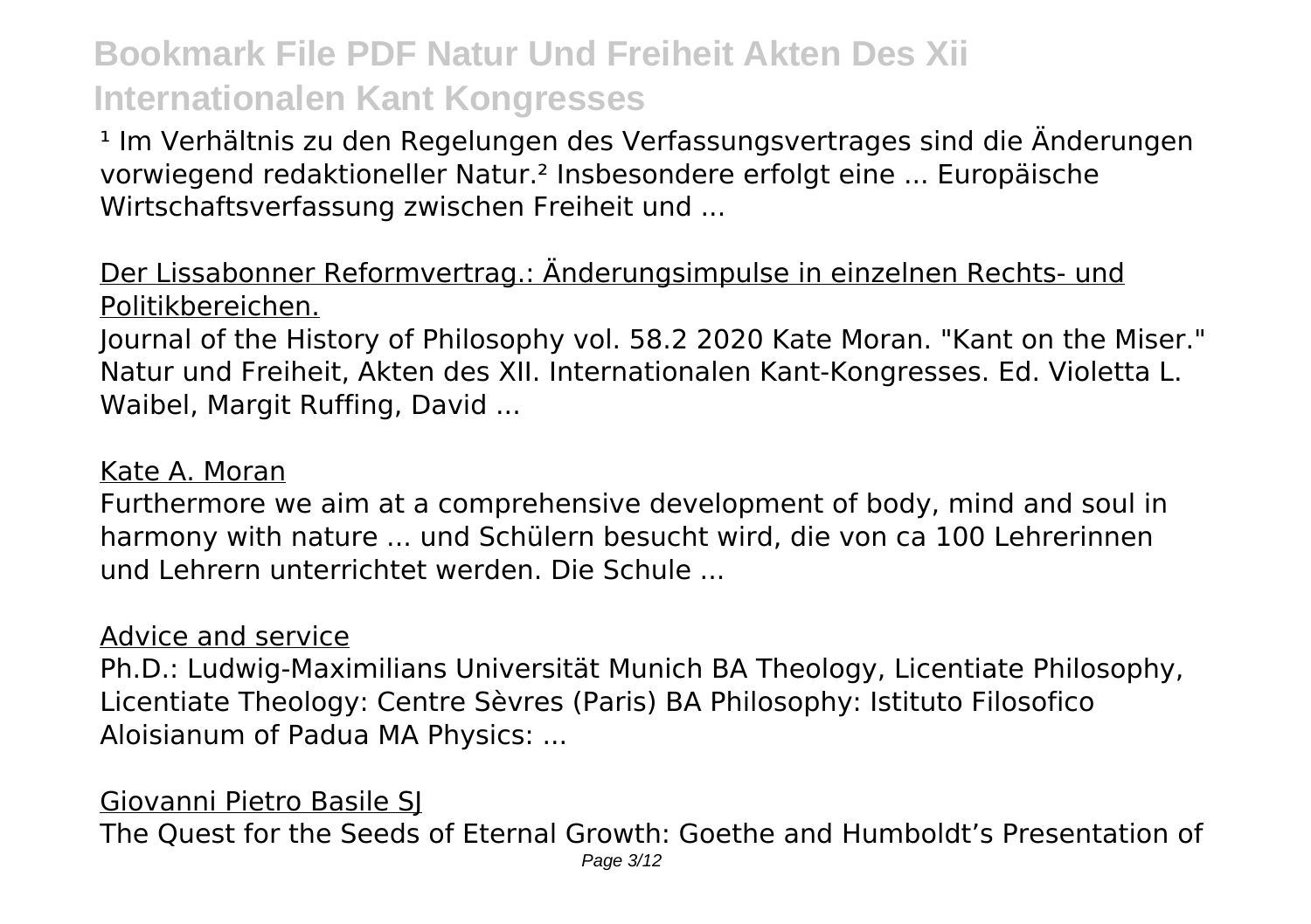[1] Im Verhältnis zu den Regelungen des Verfassungsvertrages sind die Änderungen vorwiegend redaktioneller Natur.[2] Insbesondere erfolgt eine ... Europäische Wirtschaftsverfassung zwischen Freiheit und ...

Der Lissabonner Reformvertrag.: Änderungsimpulse in einzelnen Rechts- und Politikbereichen.

Journal of the History of Philosophy vol. 58.2 2020 Kate Moran. "Kant on the Miser." Natur und Freiheit, Akten des XII. Internationalen Kant-Kongresses. Ed. Violetta L. Waibel, Margit Ruffing, David ...

Kate A. Moran

Furthermore we aim at a comprehensive development of body, mind and soul in harmony with nature ... und Schülern besucht wird, die von ca 100 Lehrerinnen und Lehrern unterrichtet werden. Die Schule ...

Advice and service

Ph.D.: Ludwig-Maximilians Universität Munich BA Theology, Licentiate Philosophy, Licentiate Theology: Centre Sèvres (Paris) BA Philosophy: Istituto Filosofico Aloisianum of Padua MA Physics: ...

Giovanni Pietro Basile SJ

The Quest for the Seeds of Eternal Growth: Goethe and Humboldt's Presentation of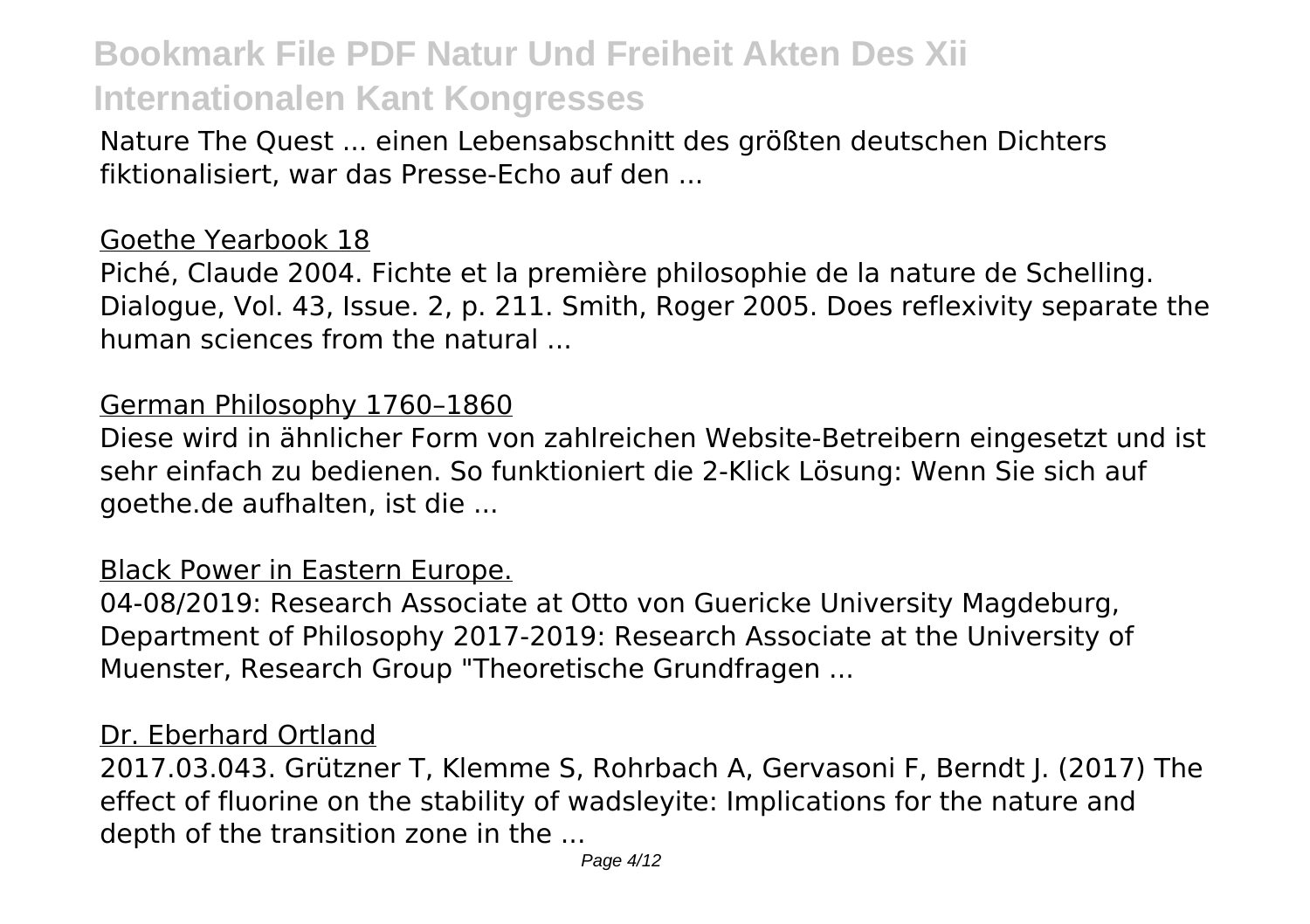Nature The Quest ... einen Lebensabschnitt des größten deutschen Dichters fiktionalisiert, war das Presse-Echo auf den ...

Goethe Yearbook 18

Piché, Claude 2004. Fichte et la première philosophie de la nature de Schelling. Dialogue, Vol. 43, Issue. 2, p. 211. Smith, Roger 2005. Does reflexivity separate the human sciences from the natural ...

German Philosophy 1760–1860

Diese wird in ähnlicher Form von zahlreichen Website-Betreibern eingesetzt und ist sehr einfach zu bedienen. So funktioniert die 2-Klick Lösung: Wenn Sie sich auf goethe.de aufhalten, ist die ...

Black Power in Eastern Europe.

04-08/2019: Research Associate at Otto von Guericke University Magdeburg, Department of Philosophy 2017-2019: Research Associate at the University of Muenster, Research Group "Theoretische Grundfragen ...

Dr. Eberhard Ortland

2017.03.043. Grützner T, Klemme S, Rohrbach A, Gervasoni F, Berndt J. (2017) The effect of fluorine on the stability of wadsleyite: Implications for the nature and depth of the transition zone in the ...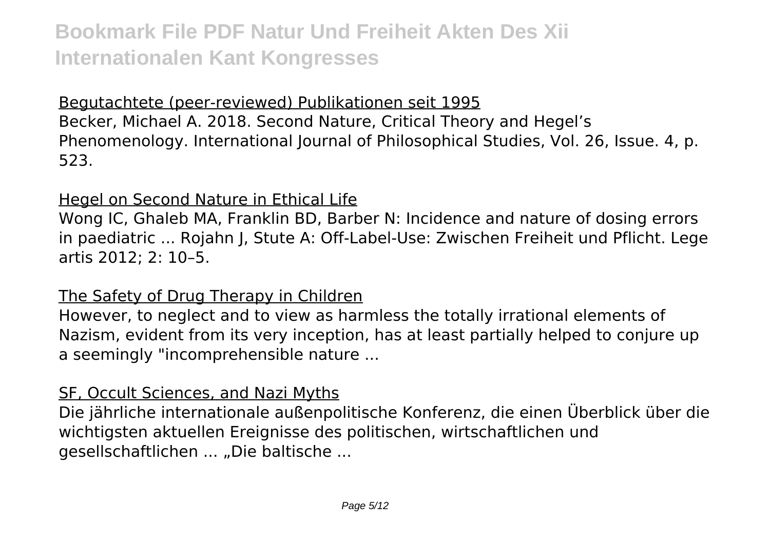Begutachtete (peer-reviewed) Publikationen seit 1995

Becker, Michael A. 2018. Second Nature, Critical Theory and Hegel's Phenomenology. International Journal of Philosophical Studies, Vol. 26, Issue. 4, p. 523.

Hegel on Second Nature in Ethical Life

Wong IC, Ghaleb MA, Franklin BD, Barber N: Incidence and nature of dosing errors in paediatric ... Rojahn J, Stute A: Off-Label-Use: Zwischen Freiheit und Pflicht. Lege artis 2012; 2: 10–5.

The Safety of Drug Therapy in Children

However, to neglect and to view as harmless the totally irrational elements of Nazism, evident from its very inception, has at least partially helped to conjure up a seemingly "incomprehensible nature ...

SF, Occult Sciences, and Nazi Myths

Die jährliche internationale außenpolitische Konferenz, die einen Überblick über die wichtigsten aktuellen Ereignisse des politischen, wirtschaftlichen und gesellschaftlichen ... „Die baltische ...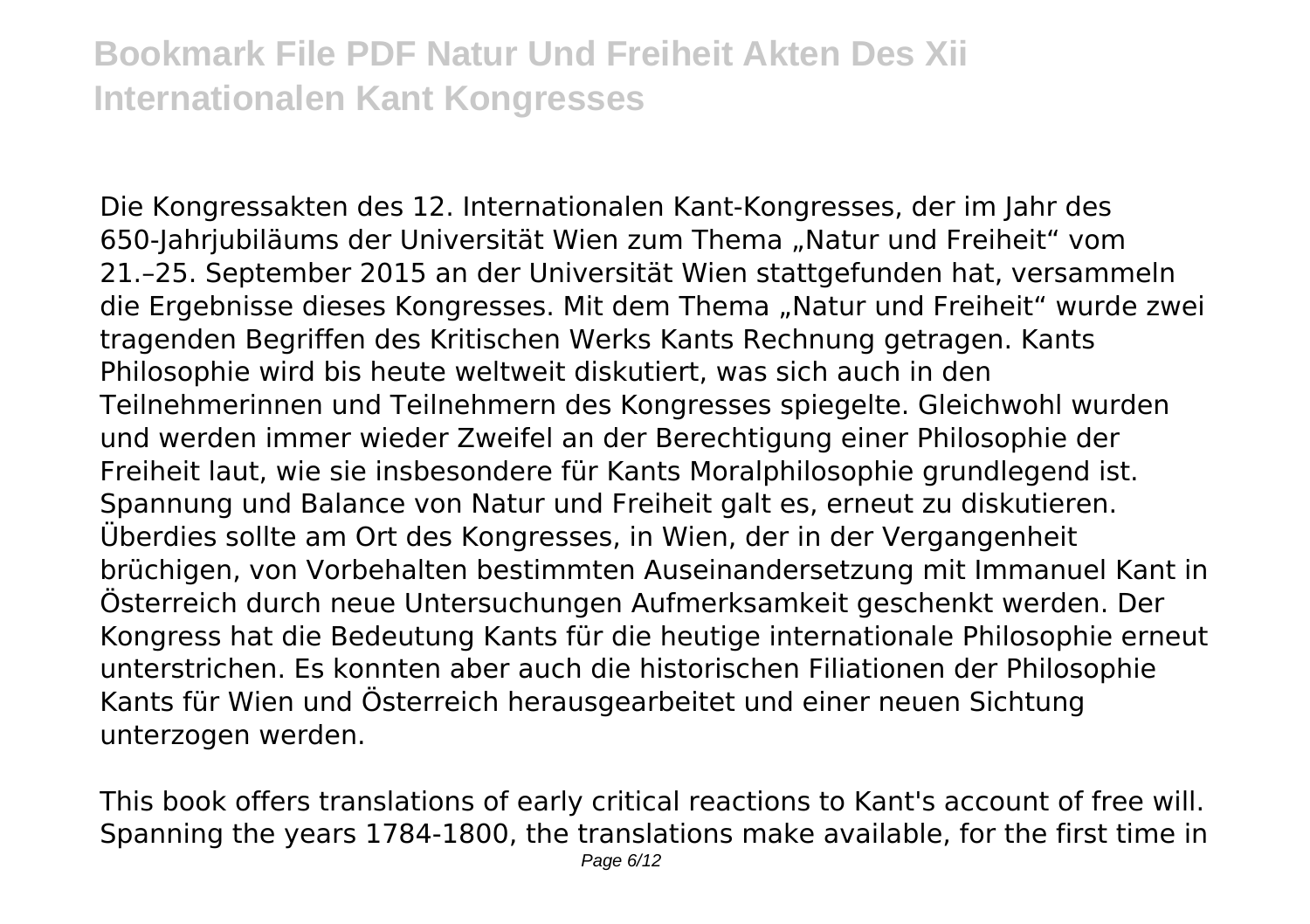Die Kongressakten des 12. Internationalen Kant-Kongresses, der im Jahr des 650-Jahrjubiläums der Universität Wien zum Thema „Natur und Freiheit“ vom 21.–25. September 2015 an der Universität Wien stattgefunden hat, versammeln die Ergebnisse dieses Kongresses. Mit dem Thema „Natur und Freiheit“ wurde zwei tragenden Begriffen des Kritischen Werks Kants Rechnung getragen. Kants Philosophie wird bis heute weltweit diskutiert, was sich auch in den Teilnehmerinnen und Teilnehmern des Kongresses spiegelte. Gleichwohl wurden und werden immer wieder Zweifel an der Berechtigung einer Philosophie der Freiheit laut, wie sie insbesondere für Kants Moralphilosophie grundlegend ist. Spannung und Balance von Natur und Freiheit galt es, erneut zu diskutieren. Überdies sollte am Ort des Kongresses, in Wien, der in der Vergangenheit brüchigen, von Vorbehalten bestimmten Auseinandersetzung mit Immanuel Kant in Österreich durch neue Untersuchungen Aufmerksamkeit geschenkt werden. Der Kongress hat die Bedeutung Kants für die heutige internationale Philosophie erneut unterstrichen. Es konnten aber auch die historischen Filiationen der Philosophie Kants für Wien und Österreich herausgearbeitet und einer neuen Sichtung unterzogen werden.

This book offers translations of early critical reactions to Kant's account of free will. Spanning the years 1784-1800, the translations make available, for the first time in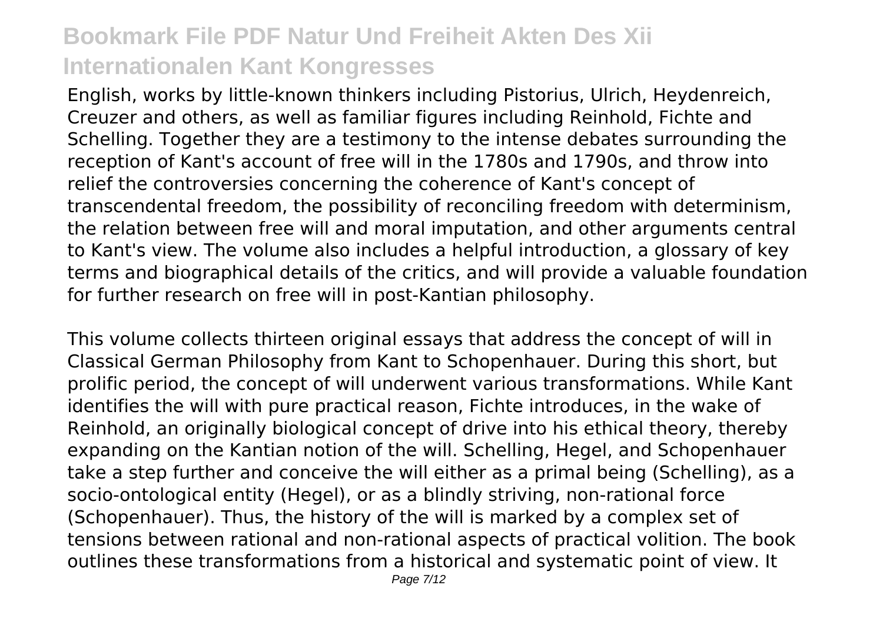English, works by little-known thinkers including Pistorius, Ulrich, Heydenreich, Creuzer and others, as well as familiar figures including Reinhold, Fichte and Schelling. Together they are a testimony to the intense debates surrounding the reception of Kant's account of free will in the 1780s and 1790s, and throw into relief the controversies concerning the coherence of Kant's concept of transcendental freedom, the possibility of reconciling freedom with determinism, the relation between free will and moral imputation, and other arguments central to Kant's view. The volume also includes a helpful introduction, a glossary of key terms and biographical details of the critics, and will provide a valuable foundation for further research on free will in post-Kantian philosophy.

This volume collects thirteen original essays that address the concept of will in Classical German Philosophy from Kant to Schopenhauer. During this short, but prolific period, the concept of will underwent various transformations. While Kant identifies the will with pure practical reason, Fichte introduces, in the wake of Reinhold, an originally biological concept of drive into his ethical theory, thereby expanding on the Kantian notion of the will. Schelling, Hegel, and Schopenhauer take a step further and conceive the will either as a primal being (Schelling), as a socio-ontological entity (Hegel), or as a blindly striving, non-rational force (Schopenhauer). Thus, the history of the will is marked by a complex set of tensions between rational and non-rational aspects of practical volition. The book outlines these transformations from a historical and systematic point of view. It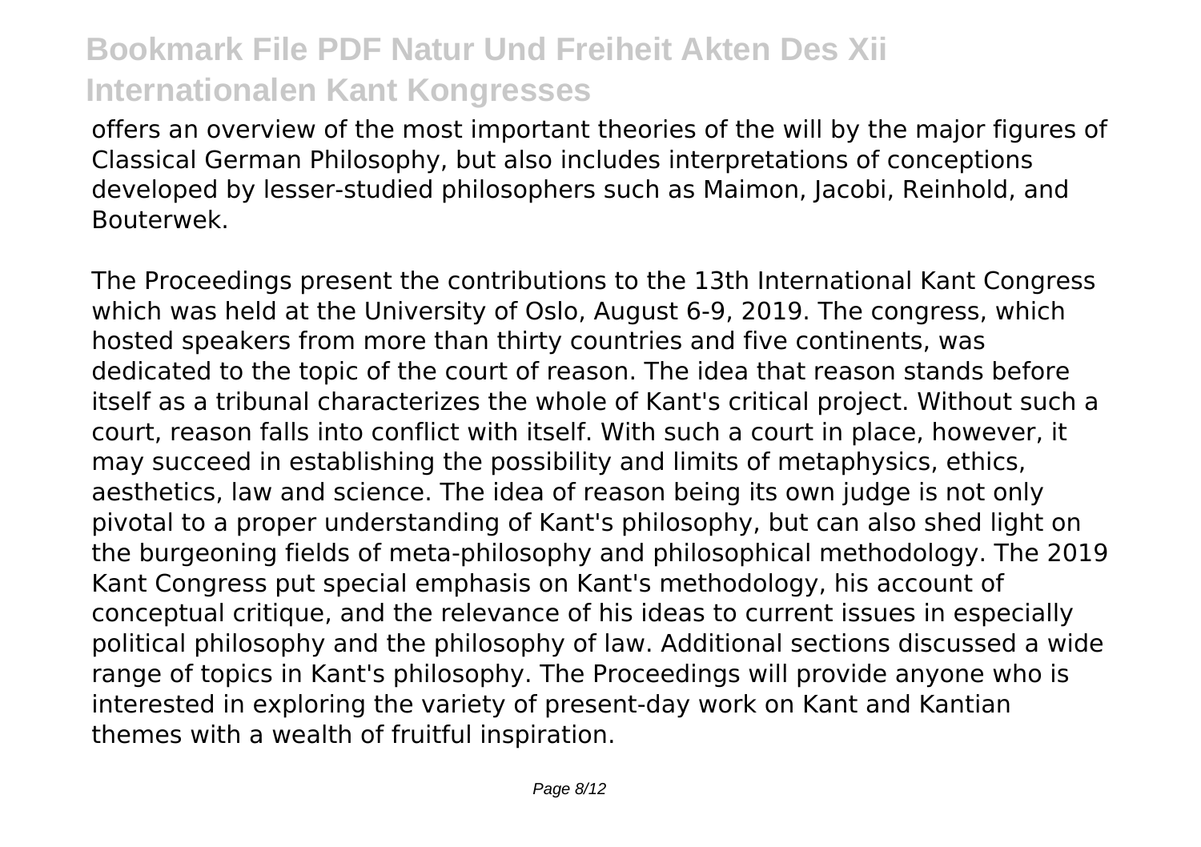offers an overview of the most important theories of the will by the major figures of Classical German Philosophy, but also includes interpretations of conceptions developed by lesser-studied philosophers such as Maimon, Jacobi, Reinhold, and Bouterwek.

The Proceedings present the contributions to the 13th International Kant Congress which was held at the University of Oslo, August 6-9, 2019. The congress, which hosted speakers from more than thirty countries and five continents, was dedicated to the topic of the court of reason. The idea that reason stands before itself as a tribunal characterizes the whole of Kant's critical project. Without such a court, reason falls into conflict with itself. With such a court in place, however, it may succeed in establishing the possibility and limits of metaphysics, ethics, aesthetics, law and science. The idea of reason being its own judge is not only pivotal to a proper understanding of Kant's philosophy, but can also shed light on the burgeoning fields of meta-philosophy and philosophical methodology. The 2019 Kant Congress put special emphasis on Kant's methodology, his account of conceptual critique, and the relevance of his ideas to current issues in especially political philosophy and the philosophy of law. Additional sections discussed a wide range of topics in Kant's philosophy. The Proceedings will provide anyone who is interested in exploring the variety of present-day work on Kant and Kantian themes with a wealth of fruitful inspiration.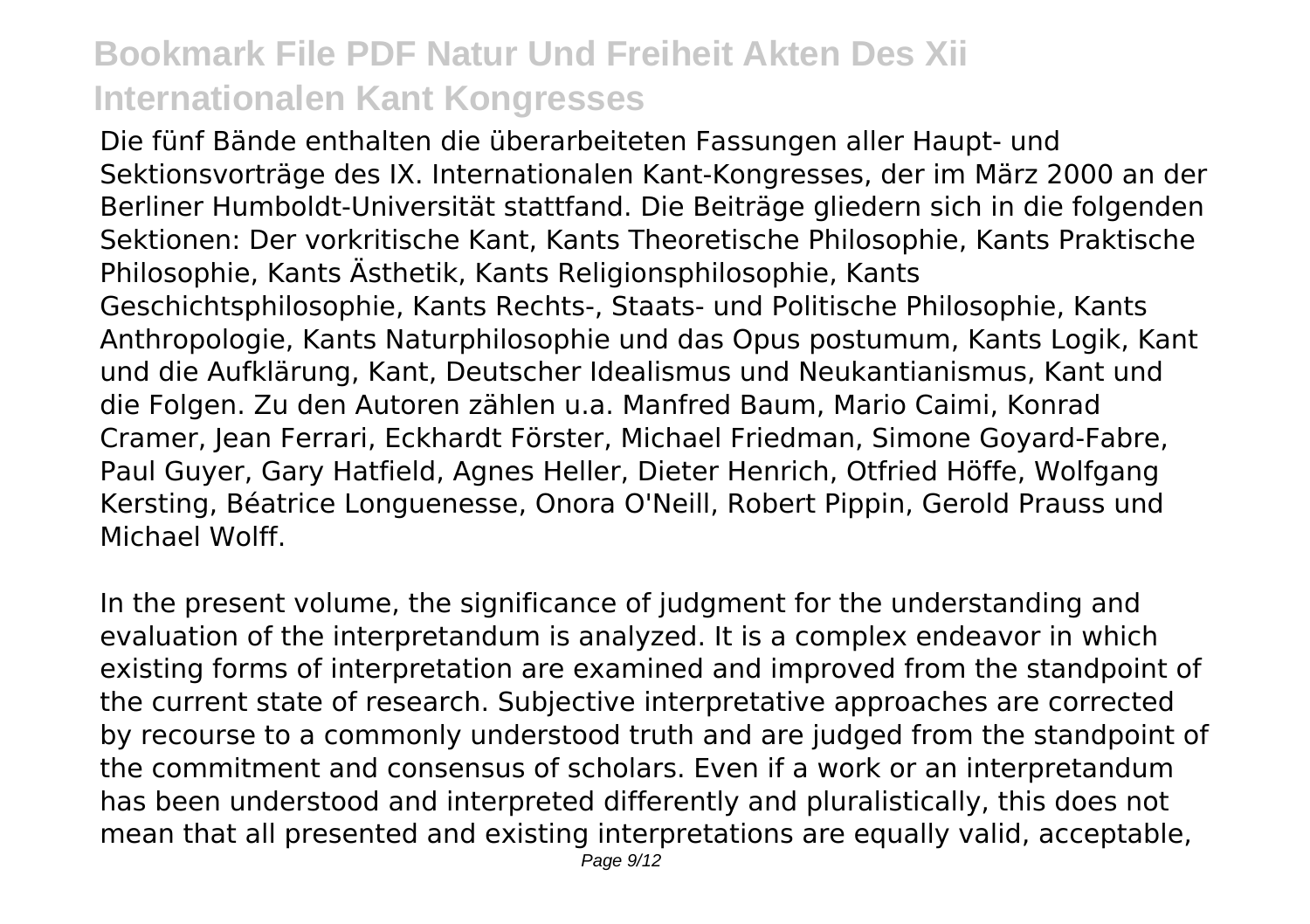Die fünf Bände enthalten die überarbeiteten Fassungen aller Haupt- und Sektionsvorträge des IX. Internationalen Kant-Kongresses, der im März 2000 an der Berliner Humboldt-Universität stattfand. Die Beiträge gliedern sich in die folgenden Sektionen: Der vorkritische Kant, Kants Theoretische Philosophie, Kants Praktische Philosophie, Kants Ästhetik, Kants Religionsphilosophie, Kants Geschichtsphilosophie, Kants Rechts-, Staats- und Politische Philosophie, Kants Anthropologie, Kants Naturphilosophie und das Opus postumum, Kants Logik, Kant und die Aufklärung, Kant, Deutscher Idealismus und Neukantianismus, Kant und die Folgen. Zu den Autoren zählen u.a. Manfred Baum, Mario Caimi, Konrad Cramer, Jean Ferrari, Eckhardt Förster, Michael Friedman, Simone Goyard-Fabre, Paul Guyer, Gary Hatfield, Agnes Heller, Dieter Henrich, Otfried Höffe, Wolfgang Kersting, Béatrice Longuenesse, Onora O'Neill, Robert Pippin, Gerold Prauss und Michael Wolff.

In the present volume, the significance of judgment for the understanding and evaluation of the interpretandum is analyzed. It is a complex endeavor in which existing forms of interpretation are examined and improved from the standpoint of the current state of research. Subjective interpretative approaches are corrected by recourse to a commonly understood truth and are judged from the standpoint of the commitment and consensus of scholars. Even if a work or an interpretandum has been understood and interpreted differently and pluralistically, this does not mean that all presented and existing interpretations are equally valid, acceptable,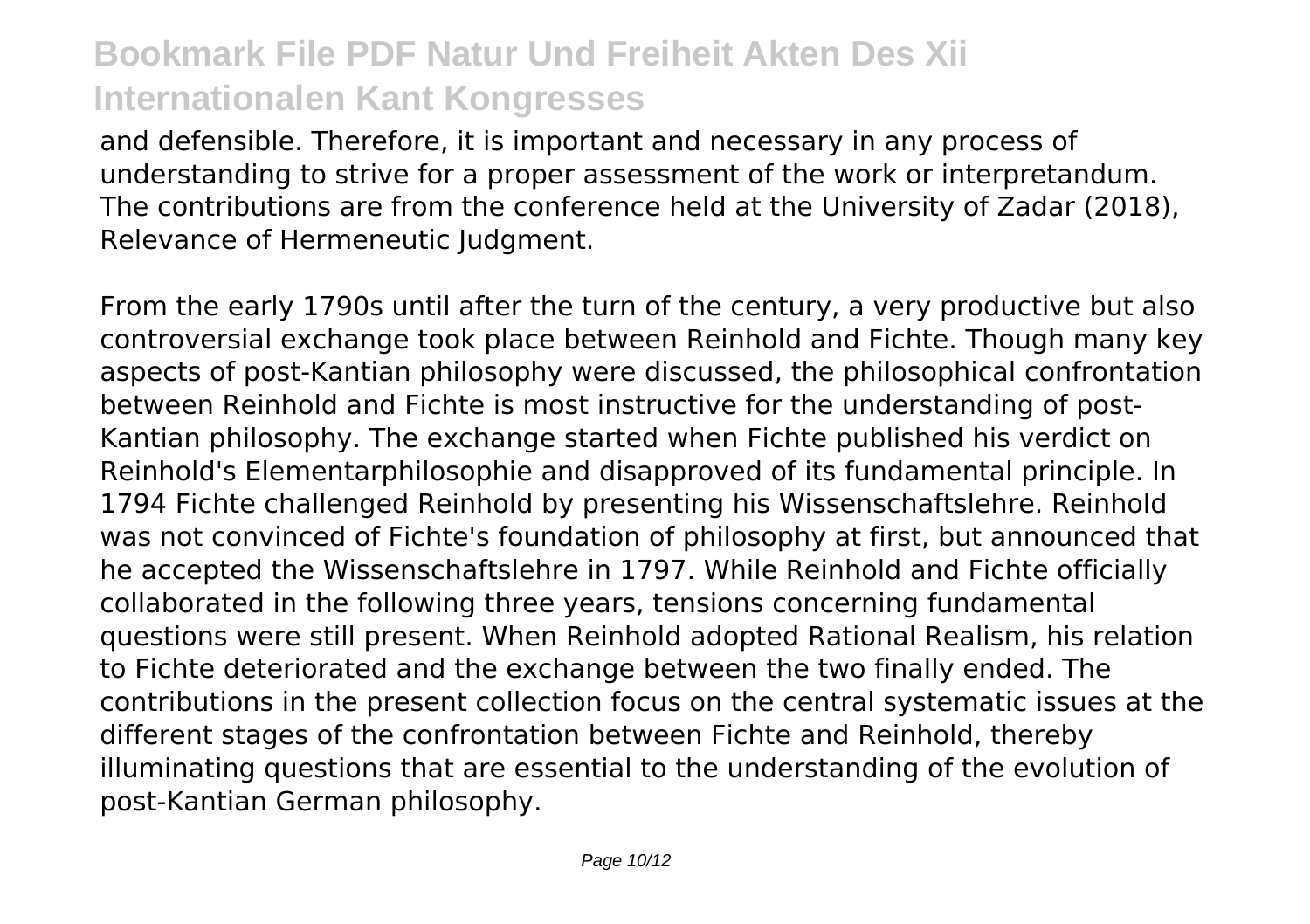and defensible. Therefore, it is important and necessary in any process of understanding to strive for a proper assessment of the work or interpretandum. The contributions are from the conference held at the University of Zadar (2018), Relevance of Hermeneutic Judgment.

From the early 1790s until after the turn of the century, a very productive but also controversial exchange took place between Reinhold and Fichte. Though many key aspects of post-Kantian philosophy were discussed, the philosophical confrontation between Reinhold and Fichte is most instructive for the understanding of post-Kantian philosophy. The exchange started when Fichte published his verdict on Reinhold's Elementarphilosophie and disapproved of its fundamental principle. In 1794 Fichte challenged Reinhold by presenting his Wissenschaftslehre. Reinhold was not convinced of Fichte's foundation of philosophy at first, but announced that he accepted the Wissenschaftslehre in 1797. While Reinhold and Fichte officially collaborated in the following three years, tensions concerning fundamental questions were still present. When Reinhold adopted Rational Realism, his relation to Fichte deteriorated and the exchange between the two finally ended. The contributions in the present collection focus on the central systematic issues at the different stages of the confrontation between Fichte and Reinhold, thereby illuminating questions that are essential to the understanding of the evolution of post-Kantian German philosophy.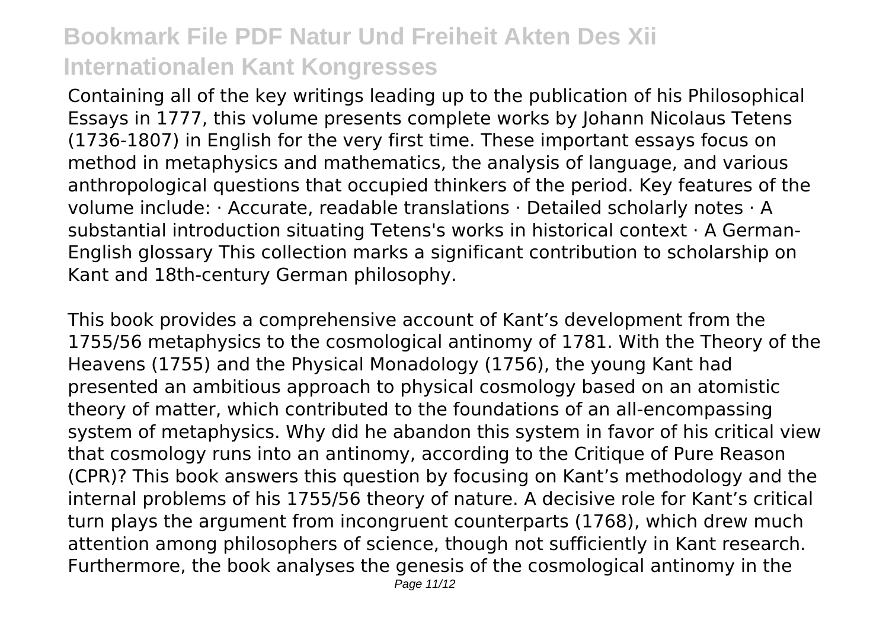Containing all of the key writings leading up to the publication of his Philosophical Essays in 1777, this volume presents complete works by Johann Nicolaus Tetens (1736-1807) in English for the very first time. These important essays focus on method in metaphysics and mathematics, the analysis of language, and various anthropological questions that occupied thinkers of the period. Key features of the volume include: · Accurate, readable translations · Detailed scholarly notes · A substantial introduction situating Tetens's works in historical context · A German-English glossary This collection marks a significant contribution to scholarship on Kant and 18th-century German philosophy.

This book provides a comprehensive account of Kant's development from the 1755/56 metaphysics to the cosmological antinomy of 1781. With the Theory of the Heavens (1755) and the Physical Monadology (1756), the young Kant had presented an ambitious approach to physical cosmology based on an atomistic theory of matter, which contributed to the foundations of an all-encompassing system of metaphysics. Why did he abandon this system in favor of his critical view that cosmology runs into an antinomy, according to the Critique of Pure Reason (CPR)? This book answers this question by focusing on Kant's methodology and the internal problems of his 1755/56 theory of nature. A decisive role for Kant's critical turn plays the argument from incongruent counterparts (1768), which drew much attention among philosophers of science, though not sufficiently in Kant research. Furthermore, the book analyses the genesis of the cosmological antinomy in the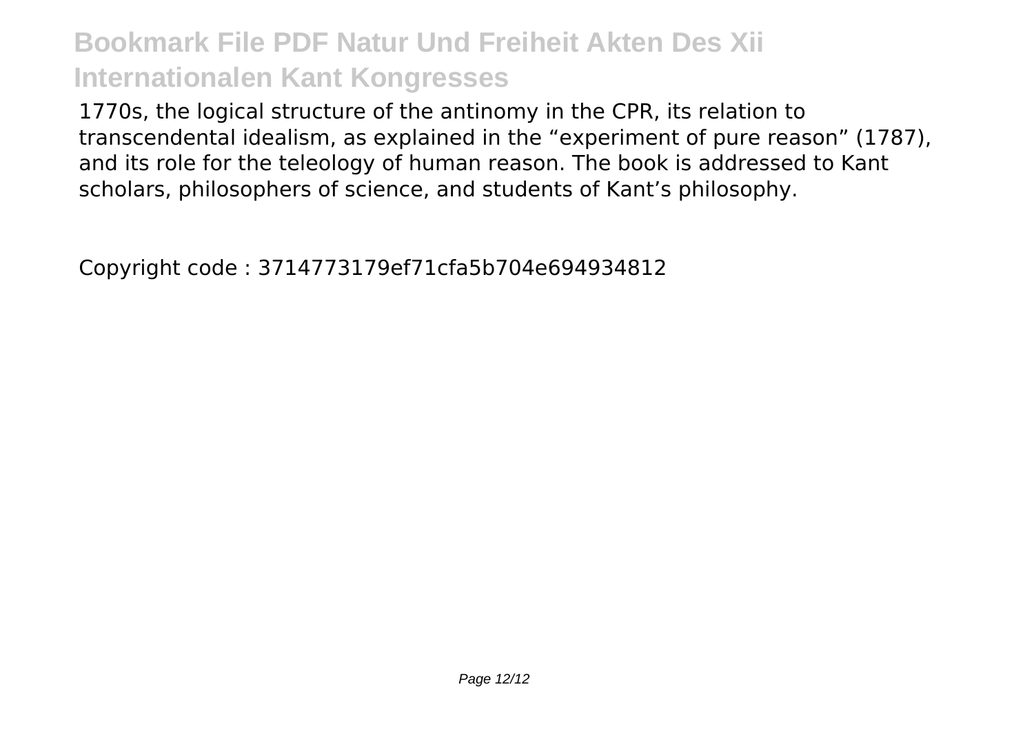1770s, the logical structure of the antinomy in the CPR, its relation to transcendental idealism, as explained in the "experiment of pure reason" (1787), and its role for the teleology of human reason. The book is addressed to Kant scholars, philosophers of science, and students of Kant's philosophy.

Copyright code : 3714773179ef71cfa5b704e694934812